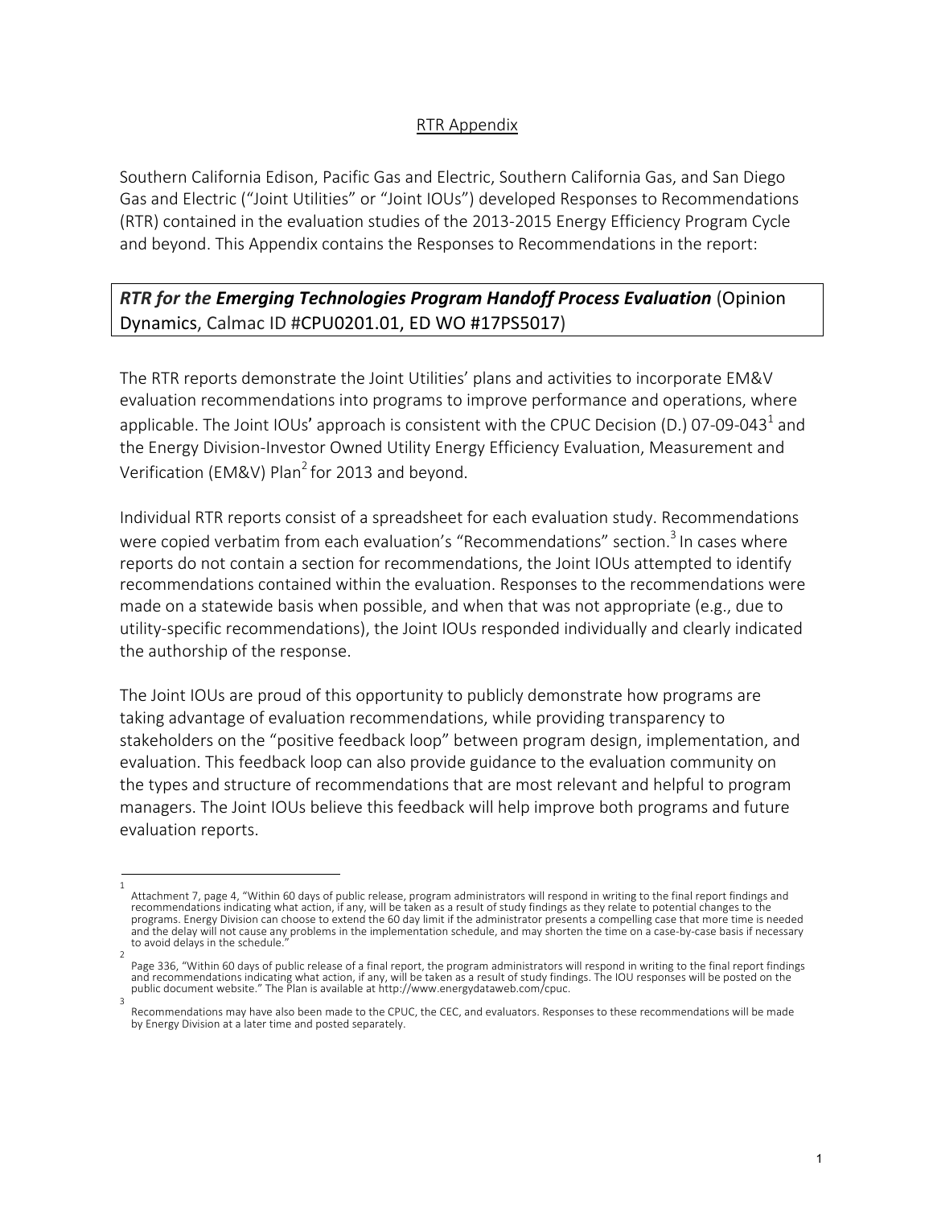RTR Appendix

Southern California Edison, Pacific Gas and Electric, Southern California Gas, and San Diego Gas and Electric ("Joint Utilities" or "Joint IOUs") developed Responses to Recommendations (RTR) contained in the evaluation studies of the 2013-2015 Energy Efficiency Program Cycle and beyond. This Appendix contains the Responses to Recommendations in the report:

***RTR for the* Emerging Technologies Program Handoff Process Evaluation** (Opinion Dynamics, Calmac ID #CPU0201.01, ED WO #17PS5017)

The RTR reports demonstrate the Joint Utilities' plans and activities to incorporate EM&V evaluation recommendations into programs to improve performance and operations, where applicable. The Joint IOUs' approach is consistent with the CPUC Decision (D.) 07-09-043[1] and the Energy Division-Investor Owned Utility Energy Efficiency Evaluation, Measurement and Verification (EM&V) Plan[2] for 2013 and beyond.

Individual RTR reports consist of a spreadsheet for each evaluation study. Recommendations were copied verbatim from each evaluation's "Recommendations" section.[3] In cases where reports do not contain a section for recommendations, the Joint IOUs attempted to identify recommendations contained within the evaluation. Responses to the recommendations were made on a statewide basis when possible, and when that was not appropriate (e.g., due to utility-specific recommendations), the Joint IOUs responded individually and clearly indicated the authorship of the response.

The Joint IOUs are proud of this opportunity to publicly demonstrate how programs are taking advantage of evaluation recommendations, while providing transparency to stakeholders on the "positive feedback loop" between program design, implementation, and evaluation. This feedback loop can also provide guidance to the evaluation community on the types and structure of recommendations that are most relevant and helpful to program managers. The Joint IOUs believe this feedback will help improve both programs and future evaluation reports.

---

[1] Attachment 7, page 4, "Within 60 days of public release, program administrators will respond in writing to the final report findings and recommendations indicating what action, if any, will be taken as a result of study findings as they relate to potential changes to the programs. Energy Division can choose to extend the 60 day limit if the administrator presents a compelling case that more time is needed and the delay will not cause any problems in the implementation schedule, and may shorten the time on a case-by-case basis if necessary to avoid delays in the schedule."

[2] Page 336, "Within 60 days of public release of a final report, the program administrators will respond in writing to the final report findings and recommendations indicating what action, if any, will be taken as a result of study findings. The IOU responses will be posted on the public document website." The Plan is available at http://www.energydataweb.com/cpuc.

[3] Recommendations may have also been made to the CPUC, the CEC, and evaluators. Responses to these recommendations will be made by Energy Division at a later time and posted separately.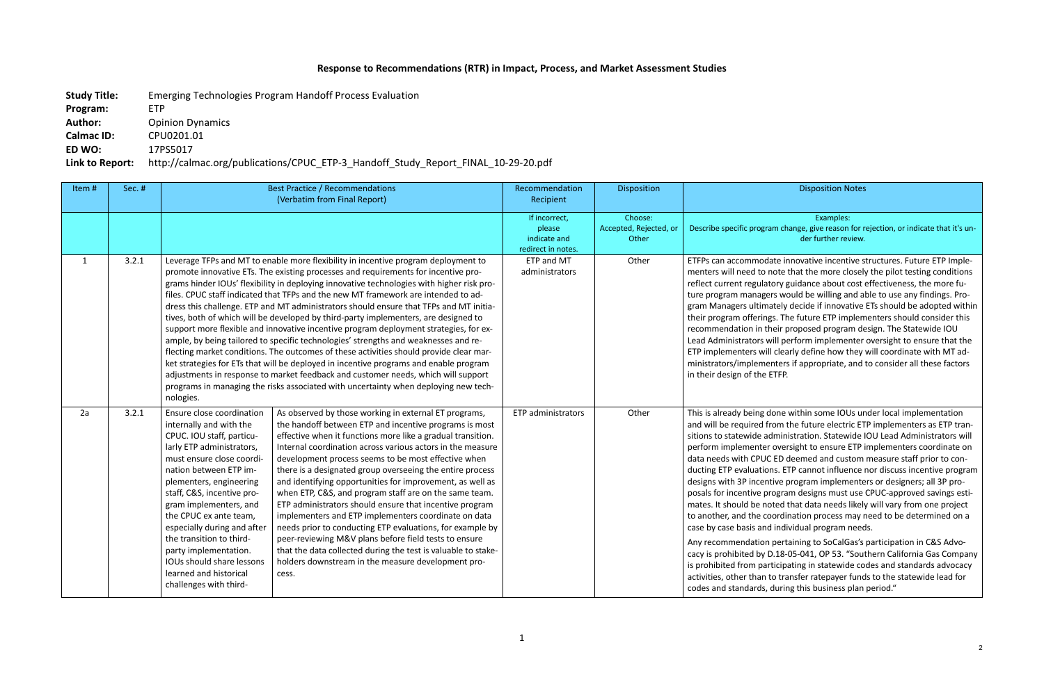# Response to Recommendations (RTR) in Impact, Process, and Market Assessment Studies

**Study Title:** Emerging Technologies Program Handoff Process Evaluation
**Program:** ETP
**Author:** Opinion Dynamics
**Calmac ID:** CPU0201.01
**ED WO:** 17PS5017
**Link to Report:** http://calmac.org/publications/CPUC_ETP-3_Handoff_Study_Report_FINAL_10-29-20.pdf

| Item # | Sec. # | Best Practice / Recommendations (Verbatim from Final Report) | | Recommendation Recipient | Disposition | Disposition Notes |
|---|---|---|---|---|---|---|
| | | | | If incorrect, please indicate and redirect in notes. | Choose: Accepted, Rejected, or Other | Examples: Describe specific program change, give reason for rejection, or indicate that it's under further review. |
| 1 | 3.2.1 | Leverage TFPs and MT to enable more flexibility in incentive program deployment to promote innovative ETs. The existing processes and requirements for incentive programs hinder IOUs' flexibility in deploying innovative technologies with higher risk profiles. CPUC staff indicated that TFPs and the new MT framework are intended to address this challenge. ETP and MT administrators should ensure that TFPs and MT initiatives, both of which will be developed by third-party implementers, are designed to support more flexible and innovative incentive program deployment strategies, for example, by being tailored to specific technologies' strengths and weaknesses and reflecting market conditions. The outcomes of these activities should provide clear market strategies for ETs that will be deployed in incentive programs and enable program adjustments in response to market feedback and customer needs, which will support programs in managing the risks associated with uncertainty when deploying new technologies. | | ETP and MT administrators | Other | ETFPs can accommodate innovative incentive structures. Future ETP Implementers will need to note that the more closely the pilot testing conditions reflect current regulatory guidance about cost effectiveness, the more future program managers would be willing and able to use any findings. Program Managers ultimately decide if innovative ETs should be adopted within their program offerings. The future ETP implementers should consider this recommendation in their proposed program design. The Statewide IOU Lead Administrators will perform implementer oversight to ensure that the ETP implementers will clearly define how they will coordinate with MT administrators/implementers if appropriate, and to consider all these factors in their design of the ETFP. |
| 2a | 3.2.1 | Ensure close coordination internally and with the CPUC. IOU staff, particularly ETP administrators, must ensure close coordination between ETP implementers, engineering staff, C&S, incentive program implementers, and the CPUC ex ante team, especially during and after the transition to third-party implementation. IOUs should share lessons learned and historical challenges with third- | As observed by those working in external ET programs, the handoff between ETP and incentive programs is most effective when it functions more like a gradual transition. Internal coordination across various actors in the measure development process seems to be most effective when there is a designated group overseeing the entire process and identifying opportunities for improvement, as well as when ETP, C&S, and program staff are on the same team. ETP administrators should ensure that incentive program implementers and ETP implementers coordinate on data needs prior to conducting ETP evaluations, for example by peer-reviewing M&V plans before field tests to ensure that the data collected during the test is valuable to stakeholders downstream in the measure development process. | ETP administrators | Other | This is already being done within some IOUs under local implementation and will be required from the future electric ETP implementers as ETP transitions to statewide administration. Statewide IOU Lead Administrators will perform implementer oversight to ensure ETP implementers coordinate on data needs with CPUC ED deemed and custom measure staff prior to conducting ETP evaluations. ETP cannot influence nor discuss incentive program designs with 3P incentive program implementers or designers; all 3P proposals for incentive program designs must use CPUC-approved savings estimates. It should be noted that data needs likely will vary from one project to another, and the coordination process may need to be determined on a case by case basis and individual program needs.<br><br>Any recommendation pertaining to SoCalGas's participation in C&S Advocacy is prohibited by D.18-05-041, OP 53. "Southern California Gas Company is prohibited from participating in statewide codes and standards advocacy activities, other than to transfer ratepayer funds to the statewide lead for codes and standards, during this business plan period." |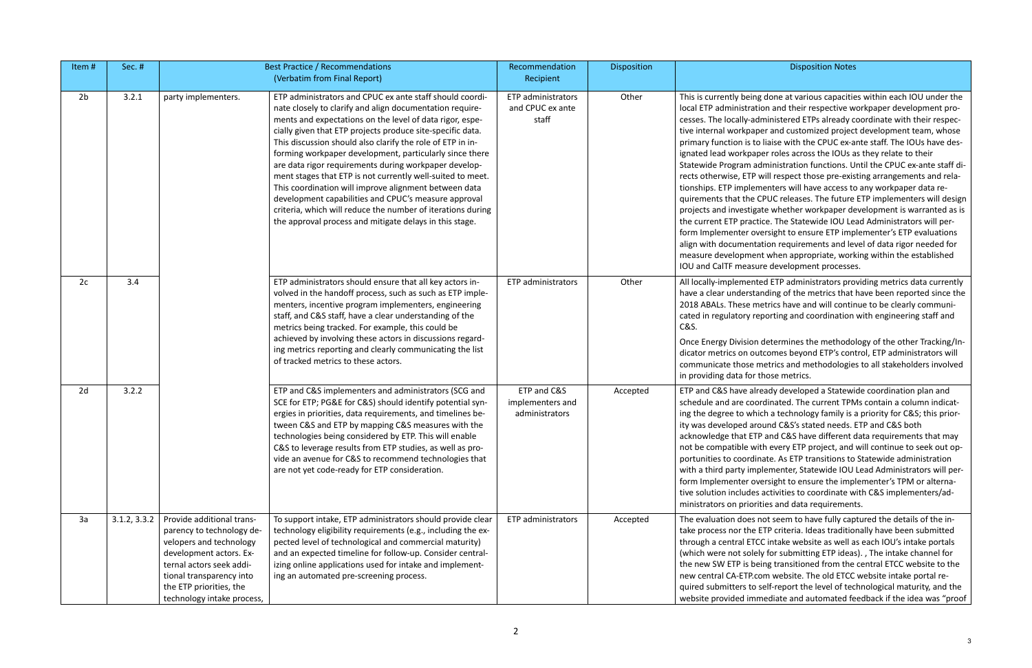| Item # | Sec. # | Best Practice / Recommendations (Verbatim from Final Report) | | Recommendation Recipient | Disposition | Disposition Notes |
|---|---|---|---|---|---|---|
| 2b | 3.2.1 | party implementers. | ETP administrators and CPUC ex ante staff should coordinate closely to clarify and align documentation requirements and expectations on the level of data rigor, especially given that ETP projects produce site-specific data. This discussion should also clarify the role of ETP in informing workpaper development, particularly since there are data rigor requirements during workpaper development stages that ETP is not currently well-suited to meet. This coordination will improve alignment between data development capabilities and CPUC's measure approval criteria, which will reduce the number of iterations during the approval process and mitigate delays in this stage. | ETP administrators and CPUC ex ante staff | Other | This is currently being done at various capacities within each IOU under the local ETP administration and their respective workpaper development processes. The locally-administered ETPs already coordinate with their respective internal workpaper and customized project development team, whose primary function is to liaise with the CPUC ex-ante staff. The IOUs have designated lead workpaper roles across the IOUs as they relate to their Statewide Program administration functions. Until the CPUC ex-ante staff directs otherwise, ETP will respect those pre-existing arrangements and relationships. ETP implementers will have access to any workpaper data requirements that the CPUC releases. The future ETP implementers will design projects and investigate whether workpaper development is warranted as is the current ETP practice. The Statewide IOU Lead Administrators will perform Implementer oversight to ensure ETP implementer's ETP evaluations align with documentation requirements and level of data rigor needed for measure development when appropriate, working within the established IOU and CalTF measure development processes. |
| 2c | 3.4 | | ETP administrators should ensure that all key actors involved in the handoff process, such as such as ETP implementers, incentive program implementers, engineering staff, and C&S staff, have a clear understanding of the metrics being tracked. For example, this could be achieved by involving these actors in discussions regarding metrics reporting and clearly communicating the list of tracked metrics to these actors. | ETP administrators | Other | All locally-implemented ETP administrators providing metrics data currently have a clear understanding of the metrics that have been reported since the 2018 ABALs. These metrics have and will continue to be clearly communicated in regulatory reporting and coordination with engineering staff and C&S.<br><br>Once Energy Division determines the methodology of the other Tracking/Indicator metrics on outcomes beyond ETP's control, ETP administrators will communicate those metrics and methodologies to all stakeholders involved in providing data for those metrics. |
| 2d | 3.2.2 | | ETP and C&S implementers and administrators (SCG and SCE for ETP; PG&E for C&S) should identify potential synergies in priorities, data requirements, and timelines between C&S and ETP by mapping C&S measures with the technologies being considered by ETP. This will enable C&S to leverage results from ETP studies, as well as provide an avenue for C&S to recommend technologies that are not yet code-ready for ETP consideration. | ETP and C&S implementers and administrators | Accepted | ETP and C&S have already developed a Statewide coordination plan and schedule and are coordinated. The current TPMs contain a column indicating the degree to which a technology family is a priority for C&S; this priority was developed around C&S's stated needs. ETP and C&S both acknowledge that ETP and C&S have different data requirements that may not be compatible with every ETP project, and will continue to seek out opportunities to coordinate. As ETP transitions to Statewide administration with a third party implementer, Statewide IOU Lead Administrators will perform Implementer oversight to ensure the implementer's TPM or alternative solution includes activities to coordinate with C&S implementers/administrators on priorities and data requirements. |
| 3a | 3.1.2, 3.3.2 | Provide additional transparency to technology developers and technology development actors. External actors seek additional transparency into the ETP priorities, the technology intake process, | To support intake, ETP administrators should provide clear technology eligibility requirements (e.g., including the expected level of technological and commercial maturity) and an expected timeline for follow-up. Consider centralizing online applications used for intake and implementing an automated pre-screening process. | ETP administrators | Accepted | The evaluation does not seem to have fully captured the details of the intake process nor the ETP criteria. Ideas traditionally have been submitted through a central ETCC intake website as well as each IOU's intake portals (which were not solely for submitting ETP ideas). , The intake channel for the new SW ETP is being transitioned from the central ETCC website to the new central CA-ETP.com website. The old ETCC website intake portal required submitters to self-report the level of technological maturity, and the website provided immediate and automated feedback if the idea was "proof |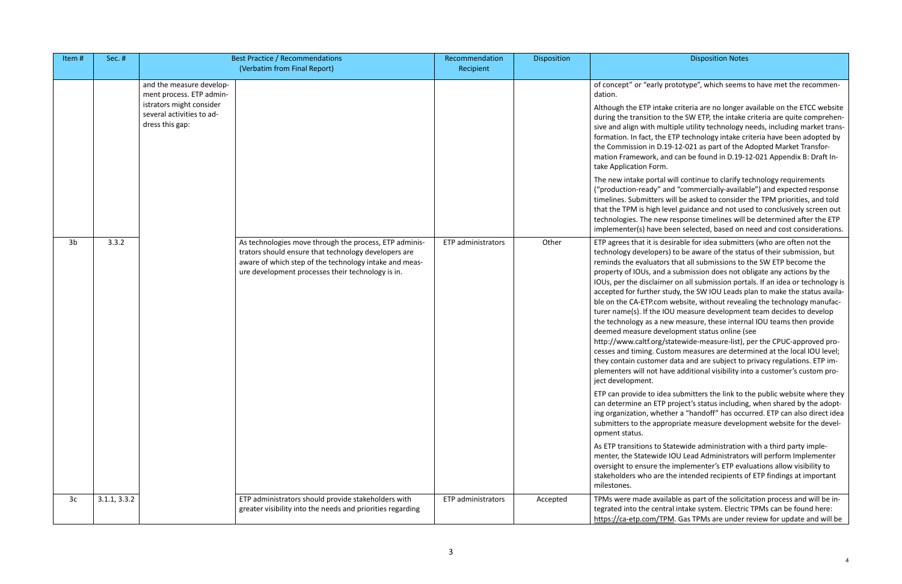| Item # | Sec. # | Best Practice / Recommendations (Verbatim from Final Report) | | Recommendation Recipient | Disposition | Disposition Notes |
|---|---|---|---|---|---|---|
| | | and the measure development process. ETP administrators might consider several activities to address this gap: | | | | of concept" or "early prototype", which seems to have met the recommendation.<br><br>Although the ETP intake criteria are no longer available on the ETCC website during the transition to the SW ETP, the intake criteria are quite comprehensive and align with multiple utility technology needs, including market transformation. In fact, the ETP technology intake criteria have been adopted by the Commission in D.19-12-021 as part of the Adopted Market Transformation Framework, and can be found in D.19-12-021 Appendix B: Draft Intake Application Form.<br><br>The new intake portal will continue to clarify technology requirements ("production-ready" and "commercially-available") and expected response timelines. Submitters will be asked to consider the TPM priorities, and told that the TPM is high level guidance and not used to conclusively screen out technologies. The new response timelines will be determined after the ETP implementer(s) have been selected, based on need and cost considerations. |
| 3b | 3.3.2 | | As technologies move through the process, ETP administrators should ensure that technology developers are aware of which step of the technology intake and measure development processes their technology is in. | ETP administrators | Other | ETP agrees that it is desirable for idea submitters (who are often not the technology developers) to be aware of the status of their submission, but reminds the evaluators that all submissions to the SW ETP become the property of IOUs, and a submission does not obligate any actions by the IOUs, per the disclaimer on all submission portals. If an idea or technology is accepted for further study, the SW IOU Leads plan to make the status available on the CA-ETP.com website, without revealing the technology manufacturer name(s). If the IOU measure development team decides to develop the technology as a new measure, these internal IOU teams then provide deemed measure development status online (see http://www.caltf.org/statewide-measure-list), per the CPUC-approved processes and timing. Custom measures are determined at the local IOU level; they contain customer data and are subject to privacy regulations. ETP implementers will not have additional visibility into a customer's custom project development.<br><br>ETP can provide to idea submitters the link to the public website where they can determine an ETP project's status including, when shared by the adopting organization, whether a "handoff" has occurred. ETP can also direct idea submitters to the appropriate measure development website for the development status.<br><br>As ETP transitions to Statewide administration with a third party implementer, the Statewide IOU Lead Administrators will perform Implementer oversight to ensure the implementer's ETP evaluations allow visibility to stakeholders who are the intended recipients of ETP findings at important milestones. |
| 3c | 3.1.1, 3.3.2 | | ETP administrators should provide stakeholders with greater visibility into the needs and priorities regarding | ETP administrators | Accepted | TPMs were made available as part of the solicitation process and will be integrated into the central intake system. Electric TPMs can be found here: https://ca-etp.com/TPM. Gas TPMs are under review for update and will be |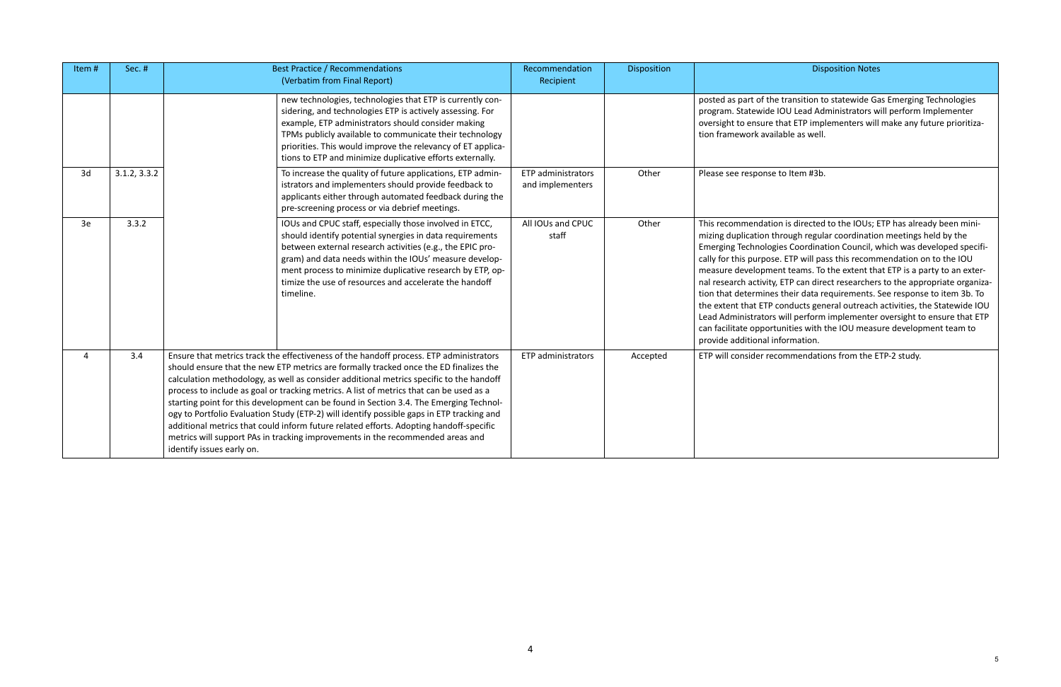| Item # | Sec. # | Best Practice / Recommendations (Verbatim from Final Report) | | Recommendation Recipient | Disposition | Disposition Notes |
|---|---|---|---|---|---|---|
| | | | new technologies, technologies that ETP is currently considering, and technologies ETP is actively assessing. For example, ETP administrators should consider making TPMs publicly available to communicate their technology priorities. This would improve the relevancy of ET applications to ETP and minimize duplicative efforts externally. | | | posted as part of the transition to statewide Gas Emerging Technologies program. Statewide IOU Lead Administrators will perform Implementer oversight to ensure that ETP implementers will make any future prioritization framework available as well. |
| 3d | 3.1.2, 3.3.2 | | To increase the quality of future applications, ETP administrators and implementers should provide feedback to applicants either through automated feedback during the pre-screening process or via debrief meetings. | ETP administrators and implementers | Other | Please see response to Item #3b. |
| 3e | 3.3.2 | | IOUs and CPUC staff, especially those involved in ETCC, should identify potential synergies in data requirements between external research activities (e.g., the EPIC program) and data needs within the IOUs' measure development process to minimize duplicative research by ETP, optimize the use of resources and accelerate the handoff timeline. | All IOUs and CPUC staff | Other | This recommendation is directed to the IOUs; ETP has already been minimizing duplication through regular coordination meetings held by the Emerging Technologies Coordination Council, which was developed specifically for this purpose. ETP will pass this recommendation on to the IOU measure development teams. To the extent that ETP is a party to an external research activity, ETP can direct researchers to the appropriate organization that determines their data requirements. See response to item 3b. To the extent that ETP conducts general outreach activities, the Statewide IOU Lead Administrators will perform implementer oversight to ensure that ETP can facilitate opportunities with the IOU measure development team to provide additional information. |
| 4 | 3.4 | Ensure that metrics track the effectiveness of the handoff process. ETP administrators should ensure that the new ETP metrics are formally tracked once the ED finalizes the calculation methodology, as well as consider additional metrics specific to the handoff process to include as goal or tracking metrics. A list of metrics that can be used as a starting point for this development can be found in Section 3.4. The Emerging Technology to Portfolio Evaluation Study (ETP-2) will identify possible gaps in ETP tracking and additional metrics that could inform future related efforts. Adopting handoff-specific metrics will support PAs in tracking improvements in the recommended areas and identify issues early on. | | ETP administrators | Accepted | ETP will consider recommendations from the ETP-2 study. |